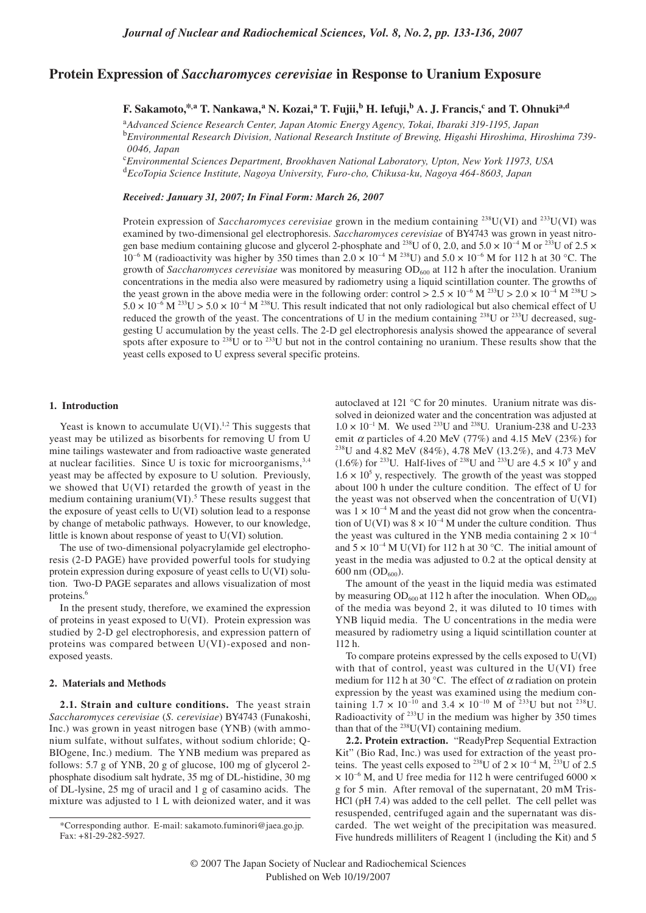# Protein Expression of *Saccharomyces cerevisiae* in Response to Uranium Exposure

**F. Sakamoto,\*[a] T. Nankawa,[a] N. Kozai,[a] T. Fujii,[b] H. Iefuji,[b] A. J. Francis,[c] and T. Ohnuki[a,d]**

[a]*Advanced Science Research Center, Japan Atomic Energy Agency, Tokai, Ibaraki 319-1195, Japan*
[b]*Environmental Research Division, National Research Institute of Brewing, Higashi Hiroshima, Hiroshima 739-0046, Japan*
[c]*Environmental Sciences Department, Brookhaven National Laboratory, Upton, New York 11973, USA*
[d]*EcoTopia Science Institute, Nagoya University, Furo-cho, Chikusa-ku, Nagoya 464-8603, Japan*

***Received: January 31, 2007; In Final Form: March 26, 2007***

Protein expression of *Saccharomyces cerevisiae* grown in the medium containing $^{238}U(VI)$ and $^{233}U(VI)$ was examined by two-dimensional gel electrophoresis. *Saccharomyces cerevisiae* of BY4743 was grown in yeast nitrogen base medium containing glucose and glycerol 2-phosphate and $^{238}U$ of 0, 2.0, and $5.0 \times 10^{-4}$ M or $^{233}U$ of $2.5 \times 10^{-6}$ M (radioactivity was higher by 350 times than $2.0 \times 10^{-4}$ M $^{238}U$) and $5.0 \times 10^{-6}$ M for 112 h at 30 °C. The growth of *Saccharomyces cerevisiae* was monitored by measuring $OD_{600}$ at 112 h after the inoculation. Uranium concentrations in the media also were measured by radiometry using a liquid scintillation counter. The growths of the yeast grown in the above media were in the following order: control > $2.5 \times 10^{-6}$ M $^{233}U$ > $2.0 \times 10^{-4}$ M $^{238}U$ > $5.0 \times 10^{-6}$ M $^{233}U$ > $5.0 \times 10^{-4}$ M $^{238}U$. This result indicated that not only radiological but also chemical effect of U reduced the growth of the yeast. The concentrations of U in the medium containing $^{238}U$ or $^{233}U$ decreased, suggesting U accumulation by the yeast cells. The 2-D gel electrophoresis analysis showed the appearance of several spots after exposure to $^{238}U$ or to $^{233}U$ but not in the control containing no uranium. These results show that the yeast cells exposed to U express several specific proteins.

## 1. Introduction

Yeast is known to accumulate U(VI).[1,2] This suggests that yeast may be utilized as bisorbents for removing U from U mine tailings wastewater and from radioactive waste generated at nuclear facilities. Since U is toxic for microorganisms,[3,4] yeast may be affected by exposure to U solution. Previously, we showed that U(VI) retarded the growth of yeast in the medium containing uranium(VI).[5] These results suggest that the exposure of yeast cells to U(VI) solution lead to a response by change of metabolic pathways. However, to our knowledge, little is known about response of yeast to U(VI) solution.

The use of two-dimensional polyacrylamide gel electrophoresis (2-D PAGE) have provided powerful tools for studying protein expression during exposure of yeast cells to U(VI) solution. Two-D PAGE separates and allows visualization of most proteins.[6]

In the present study, therefore, we examined the expression of proteins in yeast exposed to U(VI). Protein expression was studied by 2-D gel electrophoresis, and expression pattern of proteins was compared between U(VI)-exposed and non-exposed yeasts.

## 2. Materials and Methods

**2.1. Strain and culture conditions.** The yeast strain *Saccharomyces cerevisiae* (*S. cerevisiae*) BY4743 (Funakoshi, Inc.) was grown in yeast nitrogen base (YNB) (with ammonium sulfate, without sulfates, without sodium chloride; Q-BIOgene, Inc.) medium. The YNB medium was prepared as follows: 5.7 g of YNB, 20 g of glucose, 100 mg of glycerol 2-phosphate disodium salt hydrate, 35 mg of DL-histidine, 30 mg of DL-lysine, 25 mg of uracil and 1 g of casamino acids. The mixture was adjusted to 1 L with deionized water, and it was autoclaved at 121 °C for 20 minutes. Uranium nitrate was dissolved in deionized water and the concentration was adjusted at $1.0 \times 10^{-1}$ M. We used $^{233}U$ and $^{238}U$. Uranium-238 and U-233 emit $\alpha$ particles of 4.20 MeV (77%) and 4.15 MeV (23%) for $^{238}U$ and 4.82 MeV (84%), 4.78 MeV (13.2%), and 4.73 MeV (1.6%) for $^{233}U$. Half-lives of $^{238}U$ and $^{233}U$ are $4.5 \times 10^9$ y and $1.6 \times 10^5$ y, respectively. The growth of the yeast was stopped about 100 h under the culture condition. The effect of U for the yeast was not observed when the concentration of U(VI) was $1 \times 10^{-4}$ M and the yeast did not grow when the concentration of U(VI) was $8 \times 10^{-4}$ M under the culture condition. Thus the yeast was cultured in the YNB media containing $2 \times 10^{-4}$ and $5 \times 10^{-4}$ M U(VI) for 112 h at 30 °C. The initial amount of yeast in the media was adjusted to 0.2 at the optical density at 600 nm ($OD_{600}$).

The amount of the yeast in the liquid media was estimated by measuring $OD_{600}$ at 112 h after the inoculation. When $OD_{600}$ of the media was beyond 2, it was diluted to 10 times with YNB liquid media. The U concentrations in the media were measured by radiometry using a liquid scintillation counter at 112 h.

To compare proteins expressed by the cells exposed to U(VI) with that of control, yeast was cultured in the U(VI) free medium for 112 h at 30 °C. The effect of $\alpha$ radiation on protein expression by the yeast was examined using the medium containing $1.7 \times 10^{-10}$ and $3.4 \times 10^{-10}$ M of $^{233}U$ but not $^{238}U$. Radioactivity of $^{233}U$ in the medium was higher by 350 times than that of the $^{238}U(VI)$ containing medium.

**2.2. Protein extraction.** "ReadyPrep Sequential Extraction Kit" (Bio Rad, Inc.) was used for extraction of the yeast proteins. The yeast cells exposed to $^{238}U$ of $2 \times 10^{-4}$ M, $^{233}U$ of $2.5 \times 10^{-6}$ M, and U free media for 112 h were centrifuged 6000 × g for 5 min. After removal of the supernatant, 20 mM Tris-HCl (pH 7.4) was added to the cell pellet. The cell pellet was resuspended, centrifuged again and the supernatant was discarded. The wet weight of the precipitation was measured. Five hundreds milliliters of Reagent 1 (including the Kit) and 5

\*Corresponding author. E-mail: sakamoto.fuminori@jaea.go.jp. Fax: +81-29-282-5927.

© 2007 The Japan Society of Nuclear and Radiochemical Sciences
Published on Web 10/19/2007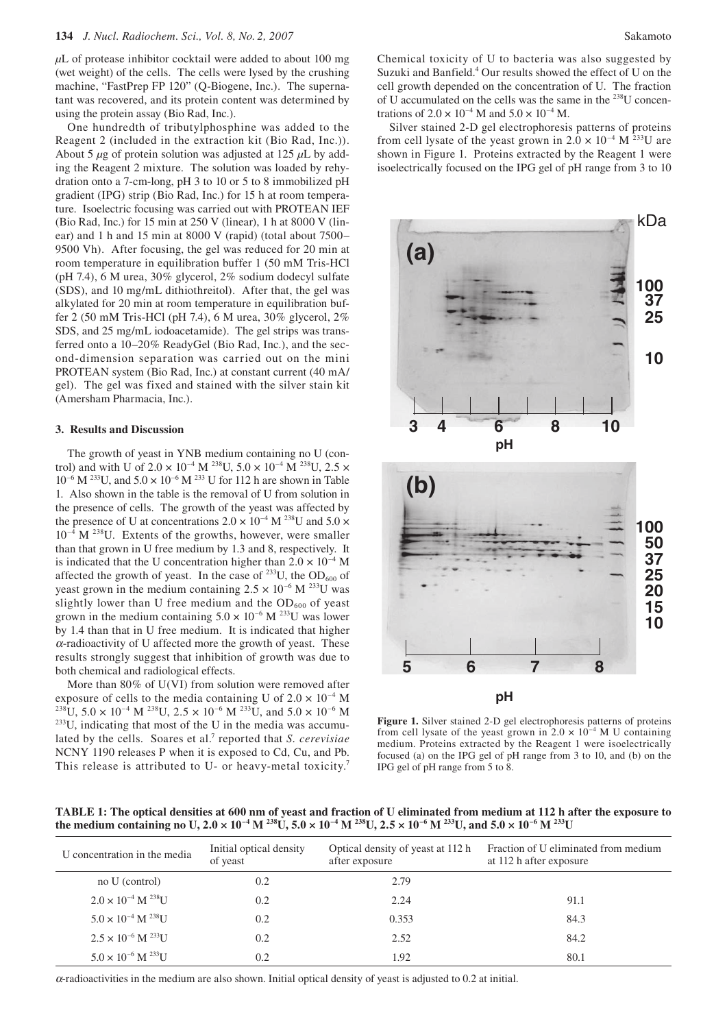μL of protease inhibitor cocktail were added to about 100 mg (wet weight) of the cells. The cells were lysed by the crushing machine, "FastPrep FP 120" (Q-Biogene, Inc.). The supernatant was recovered, and its protein content was determined by using the protein assay (Bio Rad, Inc.).

One hundredth of tributylphosphine was added to the Reagent 2 (included in the extraction kit (Bio Rad, Inc.)). About 5 μg of protein solution was adjusted at 125 μL by adding the Reagent 2 mixture. The solution was loaded by rehydration onto a 7-cm-long, pH 3 to 10 or 5 to 8 immobilized pH gradient (IPG) strip (Bio Rad, Inc.) for 15 h at room temperature. Isoelectric focusing was carried out with PROTEAN IEF (Bio Rad, Inc.) for 15 min at 250 V (linear), 1 h at 8000 V (linear) and 1 h and 15 min at 8000 V (rapid) (total about 7500–9500 Vh). After focusing, the gel was reduced for 20 min at room temperature in equilibration buffer 1 (50 mM Tris-HCl (pH 7.4), 6 M urea, 30% glycerol, 2% sodium dodecyl sulfate (SDS), and 10 mg/mL dithiothreitol). After that, the gel was alkylated for 20 min at room temperature in equilibration buffer 2 (50 mM Tris-HCl (pH 7.4), 6 M urea, 30% glycerol, 2% SDS, and 25 mg/mL iodoacetamide). The gel strips was transferred onto a 10–20% ReadyGel (Bio Rad, Inc.), and the second-dimension separation was carried out on the mini PROTEAN system (Bio Rad, Inc.) at constant current (40 mA/gel). The gel was fixed and stained with the silver stain kit (Amersham Pharmacia, Inc.).

## 3. Results and Discussion

The growth of yeast in YNB medium containing no U (control) and with U of $2.0 \times 10^{-4}$ M $^{238}$U, $5.0 \times 10^{-4}$ M $^{238}$U, $2.5 \times 10^{-6}$ M $^{233}$U, and $5.0 \times 10^{-6}$ M $^{233}$ U for 112 h are shown in Table 1. Also shown in the table is the removal of U from solution in the presence of cells. The growth of the yeast was affected by the presence of U at concentrations $2.0 \times 10^{-4}$ M $^{238}$U and $5.0 \times 10^{-4}$ M $^{238}$U. Extents of the growths, however, were smaller than that grown in U free medium by 1.3 and 8, respectively. It is indicated that the U concentration higher than $2.0 \times 10^{-4}$ M affected the growth of yeast. In the case of $^{233}$U, the $OD_{600}$ of yeast grown in the medium containing $2.5 \times 10^{-6}$ M $^{233}$U was slightly lower than U free medium and the $OD_{600}$ of yeast grown in the medium containing $5.0 \times 10^{-6}$ M $^{233}$U was lower by 1.4 than that in U free medium. It is indicated that higher α-radioactivity of U affected more the growth of yeast. These results strongly suggest that inhibition of growth was due to both chemical and radiological effects.

More than 80% of U(VI) from solution were removed after exposure of cells to the media containing U of $2.0 \times 10^{-4}$ M $^{238}$U, $5.0 \times 10^{-4}$ M $^{238}$U, $2.5 \times 10^{-6}$ M $^{233}$U, and $5.0 \times 10^{-6}$ M $^{233}$U, indicating that most of the U in the media was accumulated by the cells. Soares et al.[7] reported that *S. cerevisiae* NCNY 1190 releases P when it is exposed to Cd, Cu, and Pb. This release is attributed to U- or heavy-metal toxicity.[7] Chemical toxicity of U to bacteria was also suggested by Suzuki and Banfield.[4] Our results showed the effect of U on the cell growth depended on the concentration of U. The fraction of U accumulated on the cells was the same in the $^{238}$U concentrations of $2.0 \times 10^{-4}$ M and $5.0 \times 10^{-4}$ M.

Silver stained 2-D gel electrophoresis patterns of proteins from cell lysate of the yeast grown in $2.0 \times 10^{-4}$ M $^{233}$U are shown in Figure 1. Proteins extracted by the Reagent 1 were isoelectrically focused on the IPG gel of pH range from 3 to 10

**Figure 1.** Silver stained 2-D gel electrophoresis patterns of proteins from cell lysate of the yeast grown in $2.0 \times 10^{-4}$ M U containing medium. Proteins extracted by the Reagent 1 were isoelectrically focused (a) on the IPG gel of pH range from 3 to 10, and (b) on the IPG gel of pH range from 5 to 8.

**TABLE 1: The optical densities at 600 nm of yeast and fraction of U eliminated from medium at 112 h after the exposure to the medium containing no U, $2.0 \times 10^{-4}$ M $^{238}$U, $5.0 \times 10^{-4}$ M $^{238}$U, $2.5 \times 10^{-6}$ M $^{233}$U, and $5.0 \times 10^{-6}$ M $^{233}$U**

| U concentration in the media | Initial optical density of yeast | Optical density of yeast at 112 h after exposure | Fraction of U eliminated from medium at 112 h after exposure |
|---|---|---|---|
| no U (control) | 0.2 | 2.79 | |
| $2.0 \times 10^{-4}$ M $^{238}$U | 0.2 | 2.24 | 91.1 |
| $5.0 \times 10^{-4}$ M $^{238}$U | 0.2 | 0.353 | 84.3 |
| $2.5 \times 10^{-6}$ M $^{233}$U | 0.2 | 2.52 | 84.2 |
| $5.0 \times 10^{-6}$ M $^{233}$U | 0.2 | 1.92 | 80.1 |

α-radioactivities in the medium are also shown. Initial optical density of yeast is adjusted to 0.2 at initial.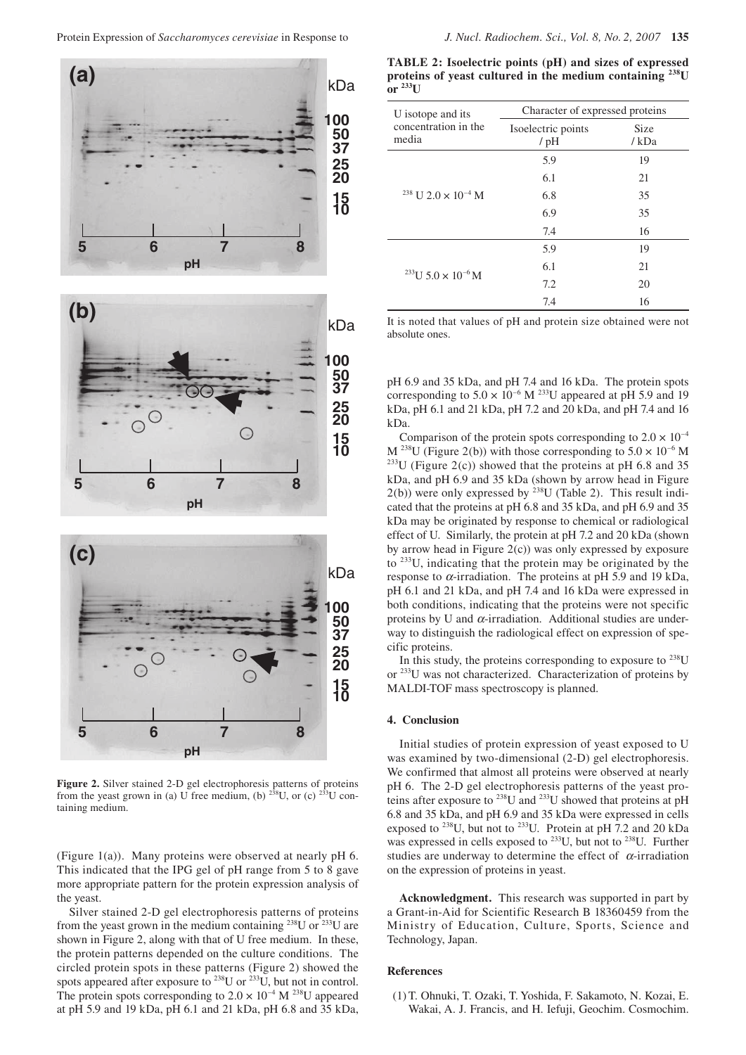Figure 2. Silver stained 2-D gel electrophoresis patterns of proteins from the yeast grown in (a) U free medium, (b) $^{238}$U, or (c) $^{233}$U containing medium.

(Figure 1(a)). Many proteins were observed at nearly pH 6. This indicated that the IPG gel of pH range from 5 to 8 gave more appropriate pattern for the protein expression analysis of the yeast.

Silver stained 2-D gel electrophoresis patterns of proteins from the yeast grown in the medium containing $^{238}$U or $^{233}$U are shown in Figure 2, along with that of U free medium. In these, the protein patterns depended on the culture conditions. The circled protein spots in these patterns (Figure 2) showed the spots appeared after exposure to $^{238}$U or $^{233}$U, but not in control. The protein spots corresponding to $2.0 \times 10^{-4}$ M $^{238}$U appeared at pH 5.9 and 19 kDa, pH 6.1 and 21 kDa, pH 6.8 and 35 kDa, pH 6.9 and 35 kDa, and pH 7.4 and 16 kDa. The protein spots corresponding to $5.0 \times 10^{-6}$ M $^{233}$U appeared at pH 5.9 and 19 kDa, pH 6.1 and 21 kDa, pH 7.2 and 20 kDa, and pH 7.4 and 16 kDa.

**TABLE 2: Isoelectric points (pH) and sizes of expressed proteins of yeast cultured in the medium containing $^{238}$U or $^{233}$U**

| U isotope and its concentration in the media | Character of expressed proteins | |
|---|---|---|
| | Isoelectric points / pH | Size / kDa |
| $^{238}$U $2.0 \times 10^{-4}$ M | 5.9 | 19 |
| | 6.1 | 21 |
| | 6.8 | 35 |
| | 6.9 | 35 |
| | 7.4 | 16 |
| $^{233}$U $5.0 \times 10^{-6}$ M | 5.9 | 19 |
| | 6.1 | 21 |
| | 7.2 | 20 |
| | 7.4 | 16 |

It is noted that values of pH and protein size obtained were not absolute ones.

Comparison of the protein spots corresponding to $2.0 \times 10^{-4}$ M $^{238}$U (Figure 2(b)) with those corresponding to $5.0 \times 10^{-6}$ M $^{233}$U (Figure 2(c)) showed that the proteins at pH 6.8 and 35 kDa, and pH 6.9 and 35 kDa (shown by arrow head in Figure 2(b)) were only expressed by $^{238}$U (Table 2). This result indicated that the proteins at pH 6.8 and 35 kDa, and pH 6.9 and 35 kDa may be originated by response to chemical or radiological effect of U. Similarly, the protein at pH 7.2 and 20 kDa (shown by arrow head in Figure 2(c)) was only expressed by exposure to $^{233}$U, indicating that the protein may be originated by the response to $\alpha$-irradiation. The proteins at pH 5.9 and 19 kDa, pH 6.1 and 21 kDa, and pH 7.4 and 16 kDa were expressed in both conditions, indicating that the proteins were not specific proteins by U and $\alpha$-irradiation. Additional studies are underway to distinguish the radiological effect on expression of specific proteins.

In this study, the proteins corresponding to exposure to $^{238}$U or $^{233}$U was not characterized. Characterization of proteins by MALDI-TOF mass spectroscopy is planned.

## 4. Conclusion

Initial studies of protein expression of yeast exposed to U was examined by two-dimensional (2-D) gel electrophoresis. We confirmed that almost all proteins were observed at nearly pH 6. The 2-D gel electrophoresis patterns of the yeast proteins after exposure to $^{238}$U and $^{233}$U showed that proteins at pH 6.8 and 35 kDa, and pH 6.9 and 35 kDa were expressed in cells exposed to $^{238}$U, but not to $^{233}$U. Protein at pH 7.2 and 20 kDa was expressed in cells exposed to $^{233}$U, but not to $^{238}$U. Further studies are underway to determine the effect of $\alpha$-irradiation on the expression of proteins in yeast.

**Acknowledgment.** This research was supported in part by a Grant-in-Aid for Scientific Research B 18360459 from the Ministry of Education, Culture, Sports, Science and Technology, Japan.

## References

(1) T. Ohnuki, T. Ozaki, T. Yoshida, F. Sakamoto, N. Kozai, E. Wakai, A. J. Francis, and H. Iefuji, Geochim. Cosmochim.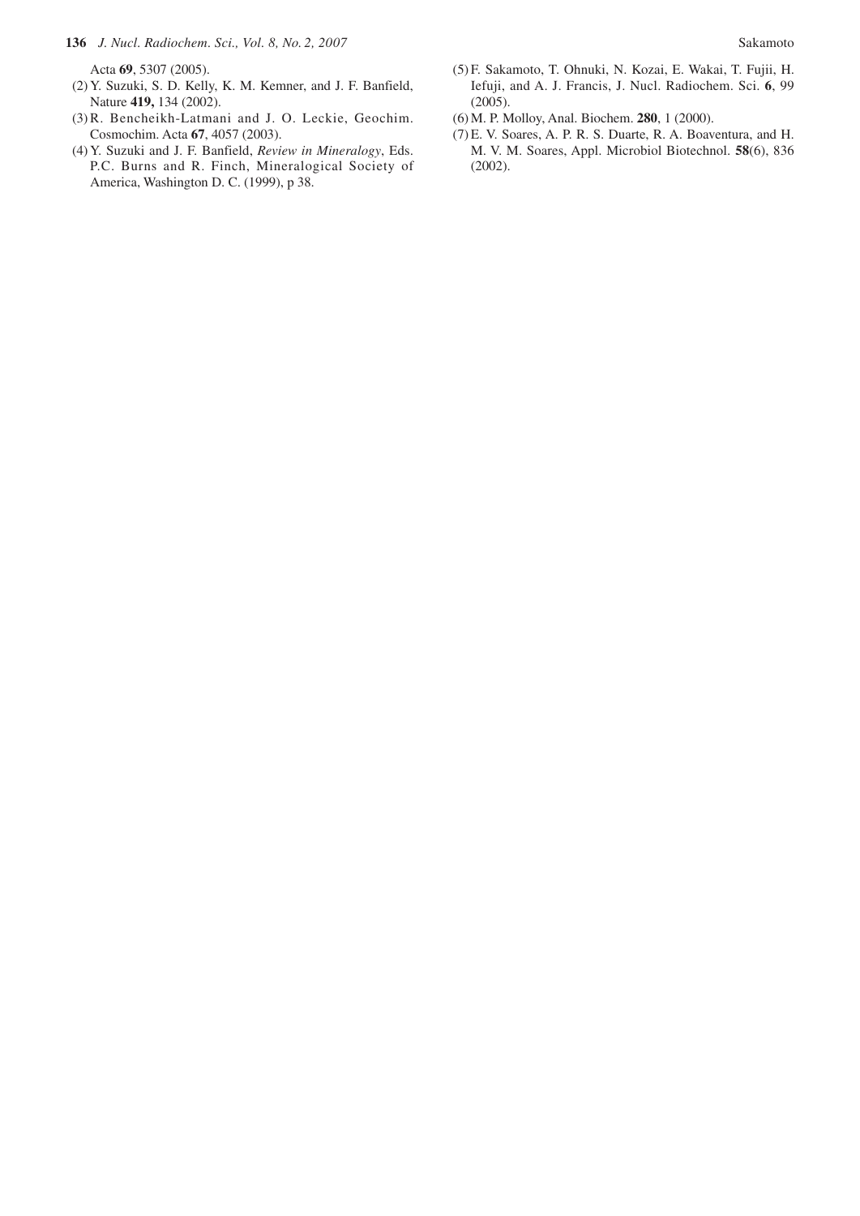Acta **69**, 5307 (2005).

(2) Y. Suzuki, S. D. Kelly, K. M. Kemner, and J. F. Banfield, Nature **419,** 134 (2002).

(3) R. Bencheikh-Latmani and J. O. Leckie, Geochim. Cosmochim. Acta **67**, 4057 (2003).

(4) Y. Suzuki and J. F. Banfield, *Review in Mineralogy*, Eds. P.C. Burns and R. Finch, Mineralogical Society of America, Washington D. C. (1999), p 38.

(5) F. Sakamoto, T. Ohnuki, N. Kozai, E. Wakai, T. Fujii, H. Iefuji, and A. J. Francis, J. Nucl. Radiochem. Sci. **6**, 99 (2005).

(6) M. P. Molloy, Anal. Biochem. **280**, 1 (2000).

(7) E. V. Soares, A. P. R. S. Duarte, R. A. Boaventura, and H. M. V. M. Soares, Appl. Microbiol Biotechnol. **58**(6), 836 (2002).